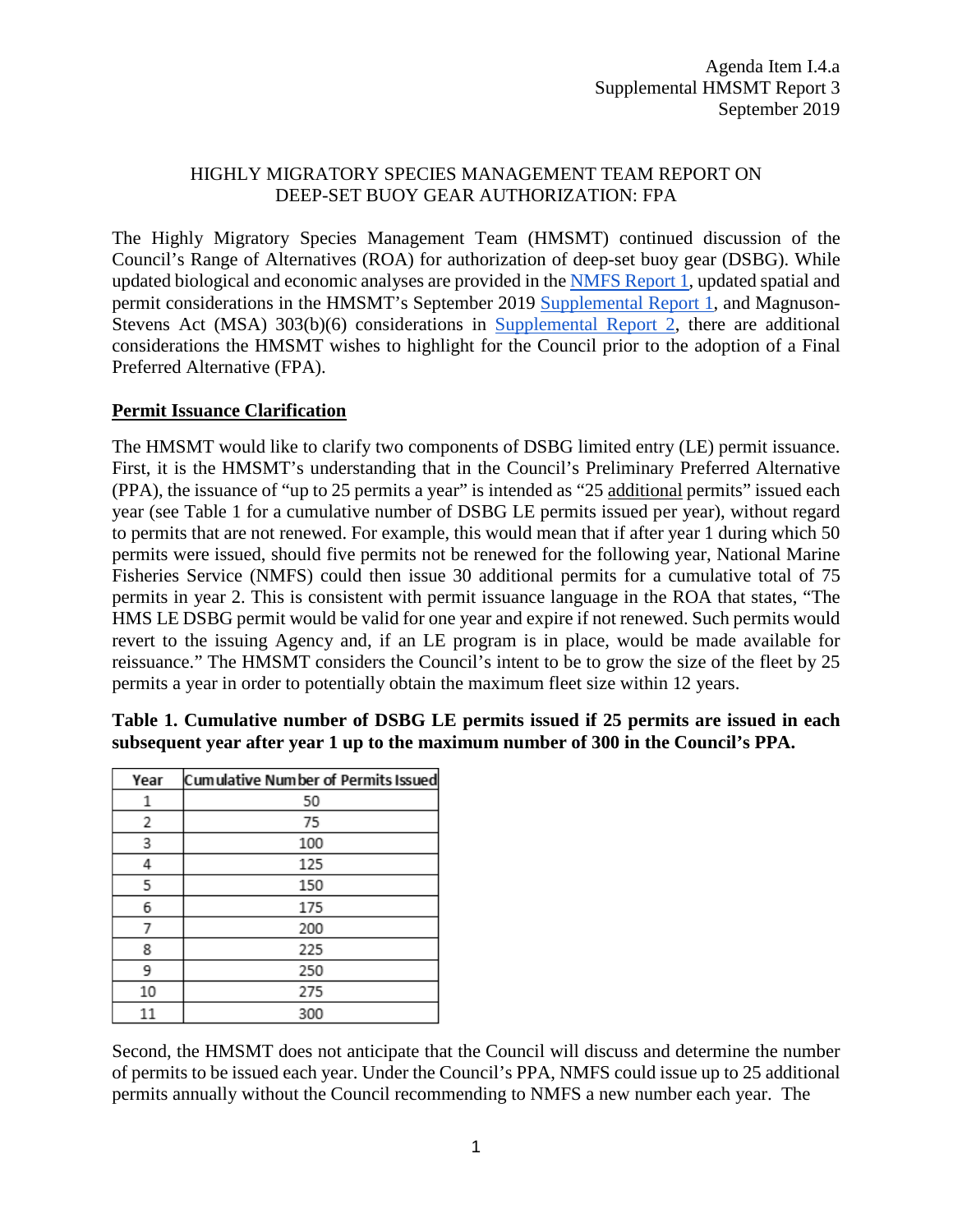Agenda Item I.4.a
Supplemental HMSMT Report 3
September 2019

# HIGHLY MIGRATORY SPECIES MANAGEMENT TEAM REPORT ON DEEP-SET BUOY GEAR AUTHORIZATION: FPA

The Highly Migratory Species Management Team (HMSMT) continued discussion of the Council's Range of Alternatives (ROA) for authorization of deep-set buoy gear (DSBG). While updated biological and economic analyses are provided in the NMFS Report 1, updated spatial and permit considerations in the HMSMT's September 2019 Supplemental Report 1, and Magnuson-Stevens Act (MSA) 303(b)(6) considerations in Supplemental Report 2, there are additional considerations the HMSMT wishes to highlight for the Council prior to the adoption of a Final Preferred Alternative (FPA).

## Permit Issuance Clarification

The HMSMT would like to clarify two components of DSBG limited entry (LE) permit issuance. First, it is the HMSMT's understanding that in the Council's Preliminary Preferred Alternative (PPA), the issuance of "up to 25 permits a year" is intended as "25 additional permits" issued each year (see Table 1 for a cumulative number of DSBG LE permits issued per year), without regard to permits that are not renewed. For example, this would mean that if after year 1 during which 50 permits were issued, should five permits not be renewed for the following year, National Marine Fisheries Service (NMFS) could then issue 30 additional permits for a cumulative total of 75 permits in year 2. This is consistent with permit issuance language in the ROA that states, "The HMS LE DSBG permit would be valid for one year and expire if not renewed. Such permits would revert to the issuing Agency and, if an LE program is in place, would be made available for reissuance." The HMSMT considers the Council's intent to be to grow the size of the fleet by 25 permits a year in order to potentially obtain the maximum fleet size within 12 years.

**Table 1. Cumulative number of DSBG LE permits issued if 25 permits are issued in each subsequent year after year 1 up to the maximum number of 300 in the Council's PPA.**

| Year | Cumulative Number of Permits Issued |
|---|---|
| 1 | 50 |
| 2 | 75 |
| 3 | 100 |
| 4 | 125 |
| 5 | 150 |
| 6 | 175 |
| 7 | 200 |
| 8 | 225 |
| 9 | 250 |
| 10 | 275 |
| 11 | 300 |

Second, the HMSMT does not anticipate that the Council will discuss and determine the number of permits to be issued each year. Under the Council's PPA, NMFS could issue up to 25 additional permits annually without the Council recommending to NMFS a new number each year. The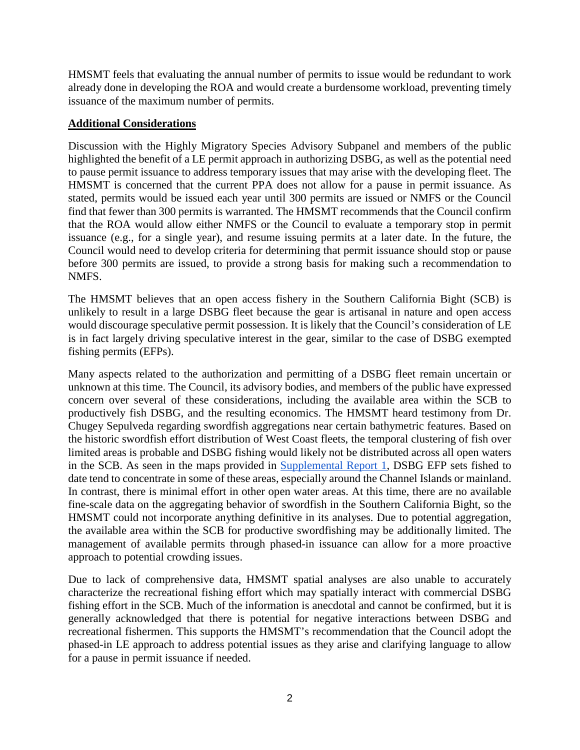HMSMT feels that evaluating the annual number of permits to issue would be redundant to work already done in developing the ROA and would create a burdensome workload, preventing timely issuance of the maximum number of permits.

**Additional Considerations**

Discussion with the Highly Migratory Species Advisory Subpanel and members of the public highlighted the benefit of a LE permit approach in authorizing DSBG, as well as the potential need to pause permit issuance to address temporary issues that may arise with the developing fleet. The HMSMT is concerned that the current PPA does not allow for a pause in permit issuance. As stated, permits would be issued each year until 300 permits are issued or NMFS or the Council find that fewer than 300 permits is warranted. The HMSMT recommends that the Council confirm that the ROA would allow either NMFS or the Council to evaluate a temporary stop in permit issuance (e.g., for a single year), and resume issuing permits at a later date. In the future, the Council would need to develop criteria for determining that permit issuance should stop or pause before 300 permits are issued, to provide a strong basis for making such a recommendation to NMFS.

The HMSMT believes that an open access fishery in the Southern California Bight (SCB) is unlikely to result in a large DSBG fleet because the gear is artisanal in nature and open access would discourage speculative permit possession. It is likely that the Council's consideration of LE is in fact largely driving speculative interest in the gear, similar to the case of DSBG exempted fishing permits (EFPs).

Many aspects related to the authorization and permitting of a DSBG fleet remain uncertain or unknown at this time. The Council, its advisory bodies, and members of the public have expressed concern over several of these considerations, including the available area within the SCB to productively fish DSBG, and the resulting economics. The HMSMT heard testimony from Dr. Chugey Sepulveda regarding swordfish aggregations near certain bathymetric features. Based on the historic swordfish effort distribution of West Coast fleets, the temporal clustering of fish over limited areas is probable and DSBG fishing would likely not be distributed across all open waters in the SCB. As seen in the maps provided in Supplemental Report 1, DSBG EFP sets fished to date tend to concentrate in some of these areas, especially around the Channel Islands or mainland. In contrast, there is minimal effort in other open water areas. At this time, there are no available fine-scale data on the aggregating behavior of swordfish in the Southern California Bight, so the HMSMT could not incorporate anything definitive in its analyses. Due to potential aggregation, the available area within the SCB for productive swordfishing may be additionally limited. The management of available permits through phased-in issuance can allow for a more proactive approach to potential crowding issues.

Due to lack of comprehensive data, HMSMT spatial analyses are also unable to accurately characterize the recreational fishing effort which may spatially interact with commercial DSBG fishing effort in the SCB. Much of the information is anecdotal and cannot be confirmed, but it is generally acknowledged that there is potential for negative interactions between DSBG and recreational fishermen. This supports the HMSMT's recommendation that the Council adopt the phased-in LE approach to address potential issues as they arise and clarifying language to allow for a pause in permit issuance if needed.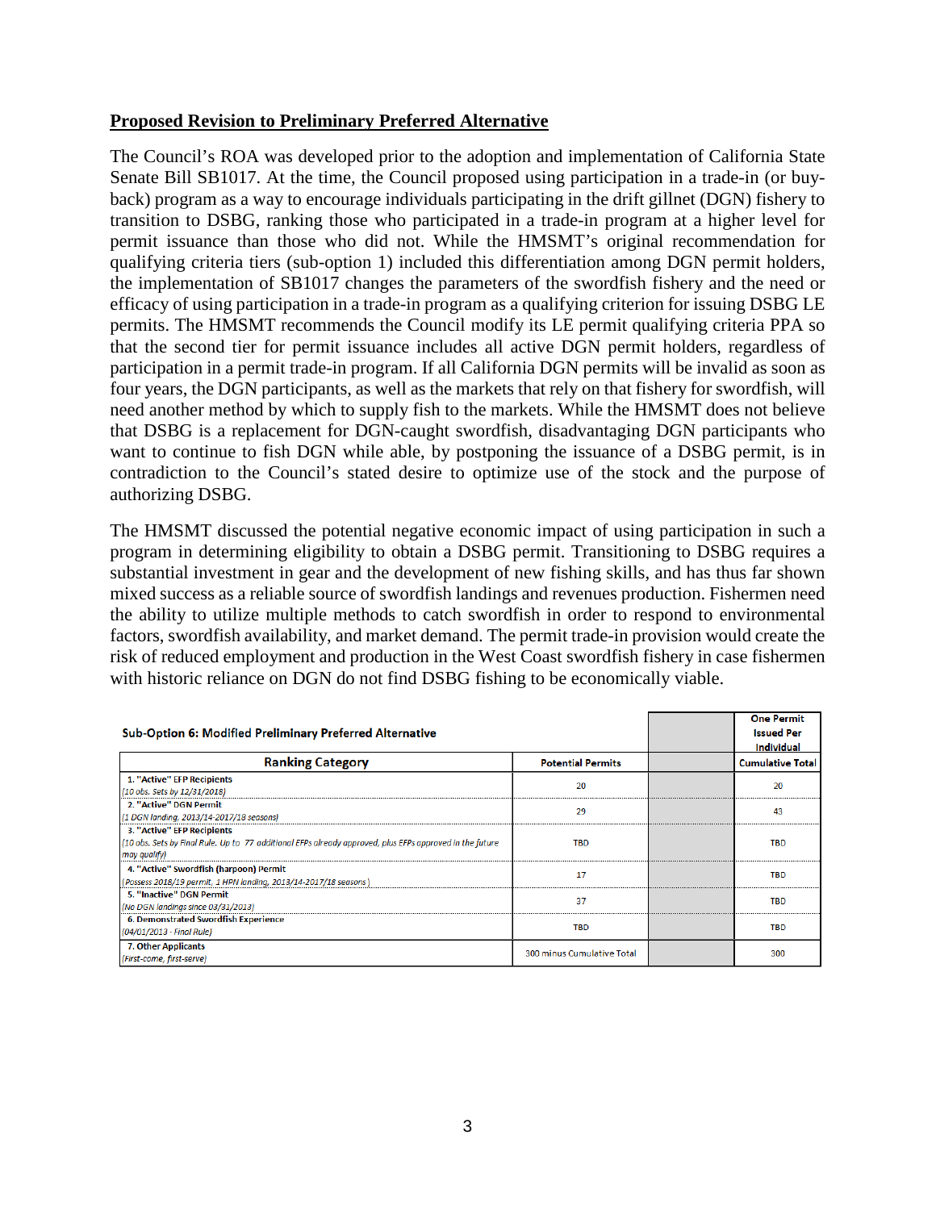**Proposed Revision to Preliminary Preferred Alternative**

The Council's ROA was developed prior to the adoption and implementation of California State Senate Bill SB1017. At the time, the Council proposed using participation in a trade-in (or buy-back) program as a way to encourage individuals participating in the drift gillnet (DGN) fishery to transition to DSBG, ranking those who participated in a trade-in program at a higher level for permit issuance than those who did not. While the HMSMT's original recommendation for qualifying criteria tiers (sub-option 1) included this differentiation among DGN permit holders, the implementation of SB1017 changes the parameters of the swordfish fishery and the need or efficacy of using participation in a trade-in program as a qualifying criterion for issuing DSBG LE permits. The HMSMT recommends the Council modify its LE permit qualifying criteria PPA so that the second tier for permit issuance includes all active DGN permit holders, regardless of participation in a permit trade-in program. If all California DGN permits will be invalid as soon as four years, the DGN participants, as well as the markets that rely on that fishery for swordfish, will need another method by which to supply fish to the markets. While the HMSMT does not believe that DSBG is a replacement for DGN-caught swordfish, disadvantaging DGN participants who want to continue to fish DGN while able, by postponing the issuance of a DSBG permit, is in contradiction to the Council's stated desire to optimize use of the stock and the purpose of authorizing DSBG.

The HMSMT discussed the potential negative economic impact of using participation in such a program in determining eligibility to obtain a DSBG permit. Transitioning to DSBG requires a substantial investment in gear and the development of new fishing skills, and has thus far shown mixed success as a reliable source of swordfish landings and revenues production. Fishermen need the ability to utilize multiple methods to catch swordfish in order to respond to environmental factors, swordfish availability, and market demand. The permit trade-in provision would create the risk of reduced employment and production in the West Coast swordfish fishery in case fishermen with historic reliance on DGN do not find DSBG fishing to be economically viable.

| **Sub-Option 6: Modified Preliminary Preferred Alternative** | | | **One Permit Issued Per Individual** |
|---|---|---|---|
| **Ranking Category** | **Potential Permits** | | **Cumulative Total** |
| 1. "Active" EFP Recipients *(10 obs. Sets by 12/31/2018)* | 20 | | 20 |
| 2. "Active" DGN Permit *(1 DGN landing, 2013/14-2017/18 seasons)* | 29 | | 43 |
| 3. "Active" EFP Recipients *(10 obs. Sets by Final Rule. Up to 77 additional EFPs already approved, plus EFPs approved in the future may qualify)* | TBD | | TBD |
| 4. "Active" Swordfish (harpoon) Permit *(Possess 2018/19 permit, 1 HPN landing, 2013/14-2017/18 seasons)* | 17 | | TBD |
| 5. "Inactive" DGN Permit *(No DGN landings since 03/31/2013)* | 37 | | TBD |
| 6. Demonstrated Swordfish Experience *(04/01/2013 - Final Rule)* | TBD | | TBD |
| 7. Other Applicants *(First-come, first-serve)* | 300 minus Cumulative Total | | 300 |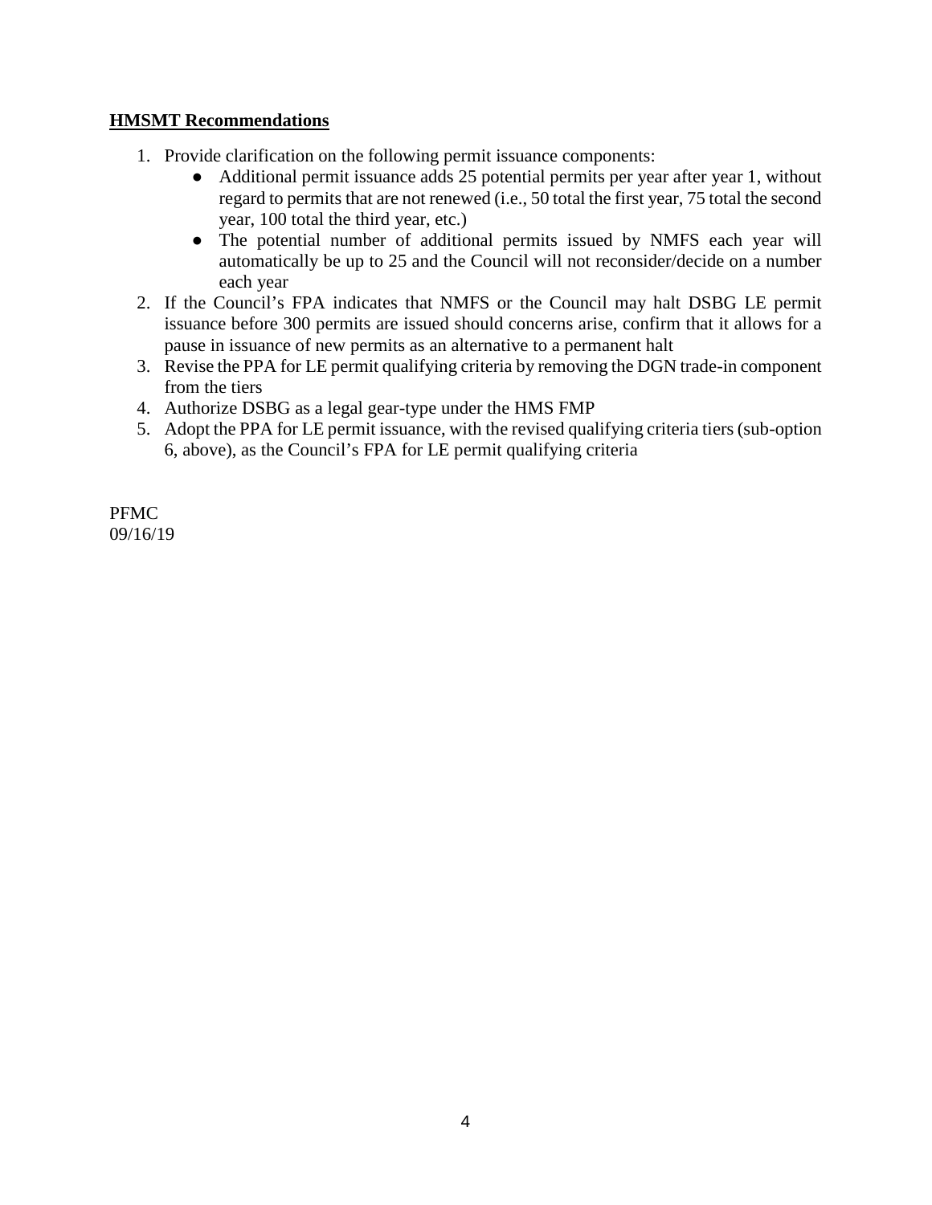**HMSMT Recommendations**

1. Provide clarification on the following permit issuance components:
   - Additional permit issuance adds 25 potential permits per year after year 1, without regard to permits that are not renewed (i.e., 50 total the first year, 75 total the second year, 100 total the third year, etc.)
   - The potential number of additional permits issued by NMFS each year will automatically be up to 25 and the Council will not reconsider/decide on a number each year
2. If the Council's FPA indicates that NMFS or the Council may halt DSBG LE permit issuance before 300 permits are issued should concerns arise, confirm that it allows for a pause in issuance of new permits as an alternative to a permanent halt
3. Revise the PPA for LE permit qualifying criteria by removing the DGN trade-in component from the tiers
4. Authorize DSBG as a legal gear-type under the HMS FMP
5. Adopt the PPA for LE permit issuance, with the revised qualifying criteria tiers (sub-option 6, above), as the Council's FPA for LE permit qualifying criteria

PFMC
09/16/19